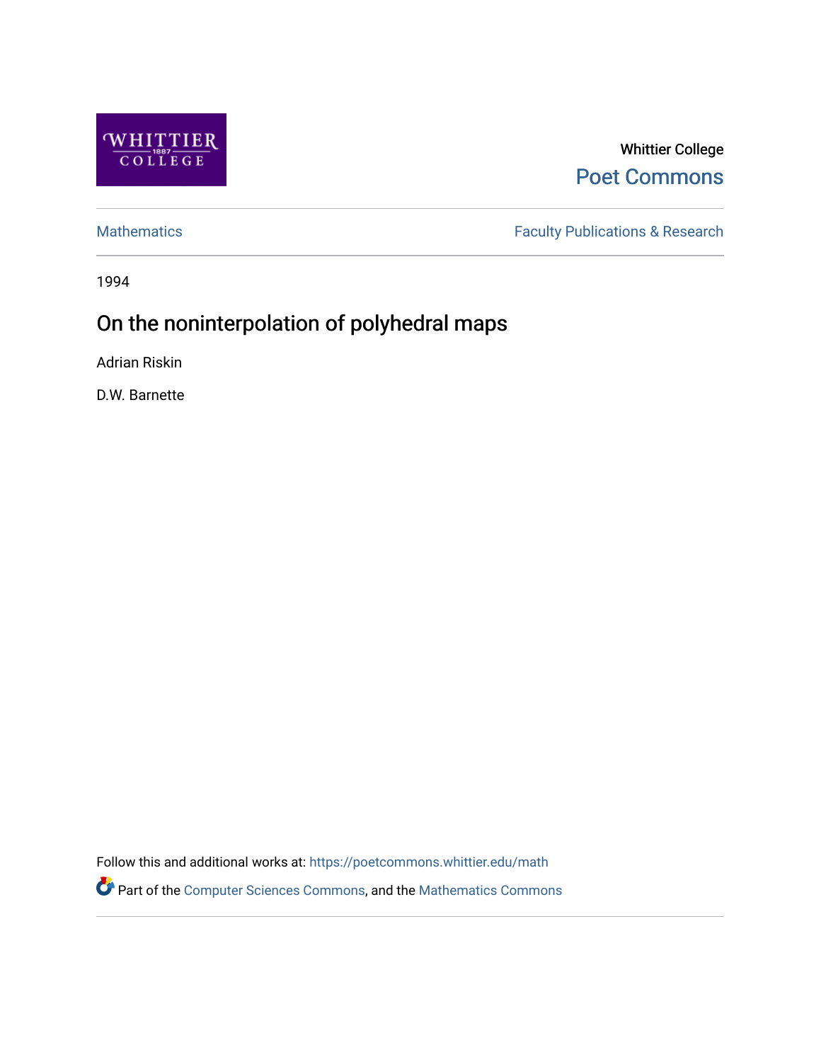Whittier College

Poet Commons

Mathematics

Faculty Publications & Research

1994

# On the noninterpolation of polyhedral maps

Adrian Riskin

D.W. Barnette

Follow this and additional works at: https://poetcommons.whittier.edu/math

Part of the Computer Sciences Commons, and the Mathematics Commons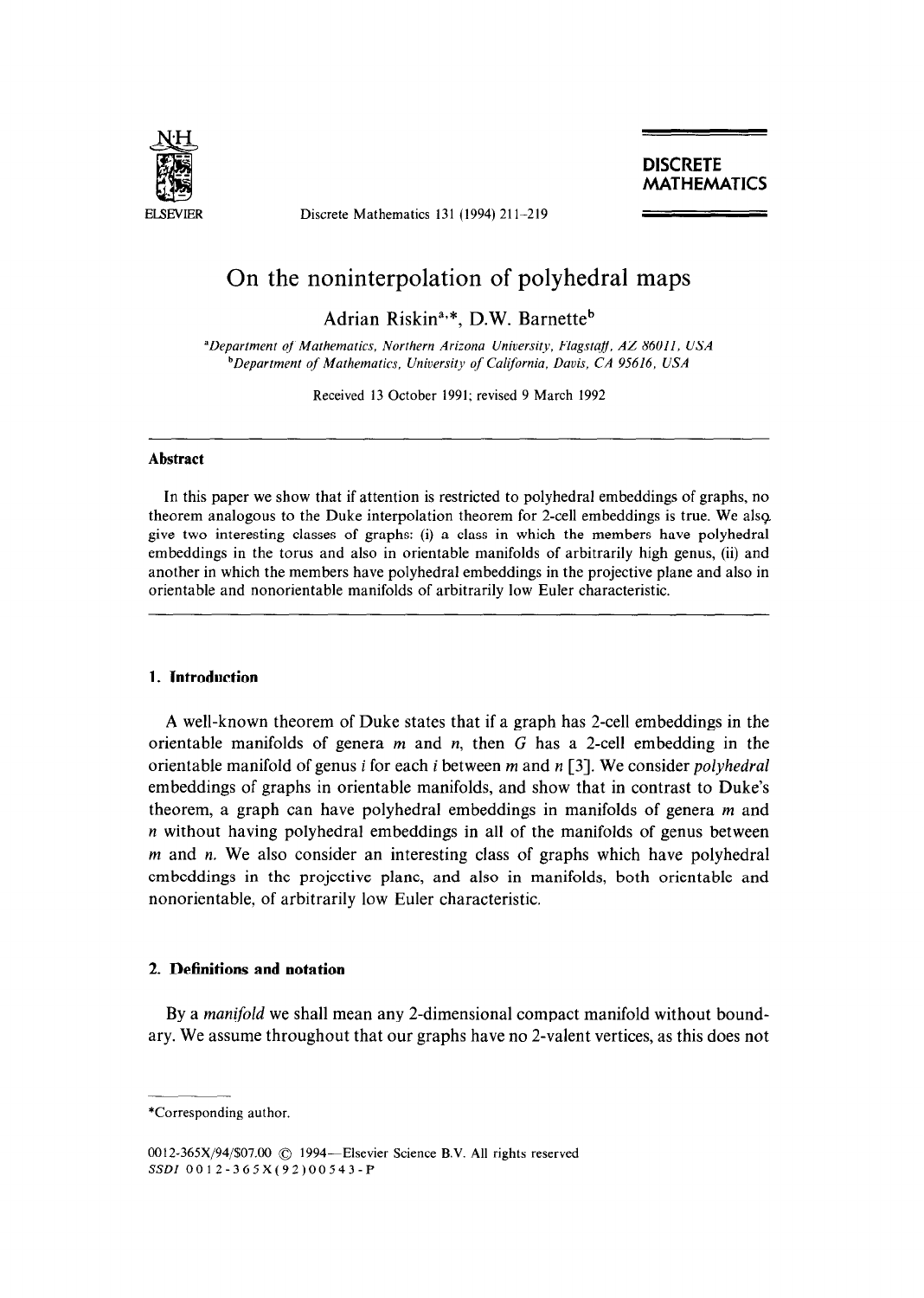# On the noninterpolation of polyhedral maps

Adrian Riskin[a,*], D.W. Barnette[b]

[a]*Department of Mathematics, Northern Arizona University, Flagstaff, AZ 86011, USA*
[b]*Department of Mathematics, University of California, Davis, CA 95616, USA*

Received 13 October 1991; revised 9 March 1992

## Abstract

In this paper we show that if attention is restricted to polyhedral embeddings of graphs, no theorem analogous to the Duke interpolation theorem for 2-cell embeddings is true. We also give two interesting classes of graphs: (i) a class in which the members have polyhedral embeddings in the torus and also in orientable manifolds of arbitrarily high genus, (ii) and another in which the members have polyhedral embeddings in the projective plane and also in orientable and nonorientable manifolds of arbitrarily low Euler characteristic.

## 1. Introduction

A well-known theorem of Duke states that if a graph has 2-cell embeddings in the orientable manifolds of genera $m$ and $n$, then $G$ has a 2-cell embedding in the orientable manifold of genus $i$ for each $i$ between $m$ and $n$ [3]. We consider *polyhedral* embeddings of graphs in orientable manifolds, and show that in contrast to Duke's theorem, a graph can have polyhedral embeddings in manifolds of genera $m$ and $n$ without having polyhedral embeddings in all of the manifolds of genus between $m$ and $n$. We also consider an interesting class of graphs which have polyhedral embeddings in the projective plane, and also in manifolds, both orientable and nonorientable, of arbitrarily low Euler characteristic.

## 2. Definitions and notation

By a *manifold* we shall mean any 2-dimensional compact manifold without boundary. We assume throughout that our graphs have no 2-valent vertices, as this does not

*Corresponding author.

0012-365X/94/$07.00 © 1994—Elsevier Science B.V. All rights reserved
SSDI 0012-365X(92)00543-P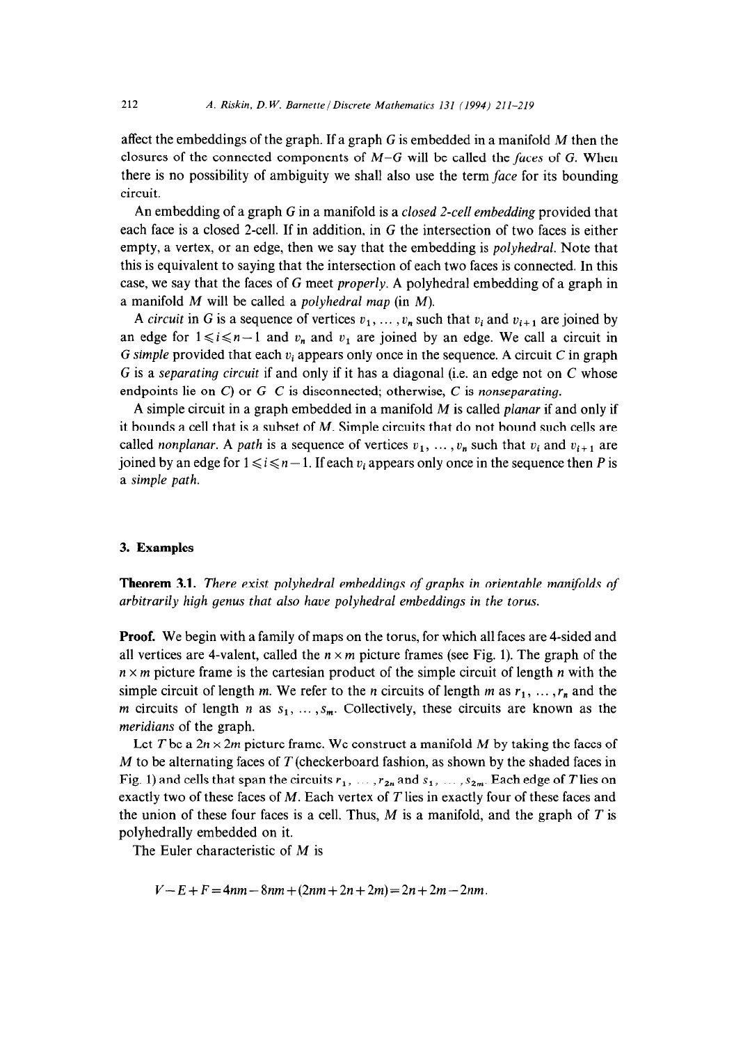affect the embeddings of the graph. If a graph $G$ is embedded in a manifold $M$ then the closures of the connected components of $M-G$ will be called the *faces* of $G$. When there is no possibility of ambiguity we shall also use the term *face* for its bounding circuit.

An embedding of a graph $G$ in a manifold is a *closed 2-cell embedding* provided that each face is a closed 2-cell. If in addition, in $G$ the intersection of two faces is either empty, a vertex, or an edge, then we say that the embedding is *polyhedral*. Note that this is equivalent to saying that the intersection of each two faces is connected. In this case, we say that the faces of $G$ meet *properly*. A polyhedral embedding of a graph in a manifold $M$ will be called a *polyhedral map* (in $M$).

A *circuit* in $G$ is a sequence of vertices $v_1, \ldots, v_n$ such that $v_i$ and $v_{i+1}$ are joined by an edge for $1 \leqslant i \leqslant n-1$ and $v_n$ and $v_1$ are joined by an edge. We call a circuit in $G$ *simple* provided that each $v_i$ appears only once in the sequence. A circuit $C$ in graph $G$ is a *separating circuit* if and only if it has a diagonal (i.e. an edge not on $C$ whose endpoints lie on $C$) or $G$ $C$ is disconnected; otherwise, $C$ is *nonseparating*.

A simple circuit in a graph embedded in a manifold $M$ is called *planar* if and only if it bounds a cell that is a subset of $M$. Simple circuits that do not bound such cells are called *nonplanar*. A *path* is a sequence of vertices $v_1, \ldots, v_n$ such that $v_i$ and $v_{i+1}$ are joined by an edge for $1 \leqslant i \leqslant n-1$. If each $v_i$ appears only once in the sequence then $P$ is a *simple path*.

## 3. Examples

**Theorem 3.1.** *There exist polyhedral embeddings of graphs in orientable manifolds of arbitrarily high genus that also have polyhedral embeddings in the torus.*

**Proof.** We begin with a family of maps on the torus, for which all faces are 4-sided and all vertices are 4-valent, called the $n \times m$ picture frames (see Fig. 1). The graph of the $n \times m$ picture frame is the cartesian product of the simple circuit of length $n$ with the simple circuit of length $m$. We refer to the $n$ circuits of length $m$ as $r_1, \ldots, r_n$ and the $m$ circuits of length $n$ as $s_1, \ldots, s_m$. Collectively, these circuits are known as the *meridians* of the graph.

Let $T$ be a $2n \times 2m$ picture frame. We construct a manifold $M$ by taking the faces of $M$ to be alternating faces of $T$ (checkerboard fashion, as shown by the shaded faces in Fig. 1) and cells that span the circuits $r_1, \ldots, r_{2n}$ and $s_1, \ldots, s_{2m}$. Each edge of $T$ lies on exactly two of these faces of $M$. Each vertex of $T$ lies in exactly four of these faces and the union of these four faces is a cell. Thus, $M$ is a manifold, and the graph of $T$ is polyhedrally embedded on it.

The Euler characteristic of $M$ is

$$V - E + F = 4nm - 8nm + (2nm + 2n + 2m) = 2n + 2m - 2nm.$$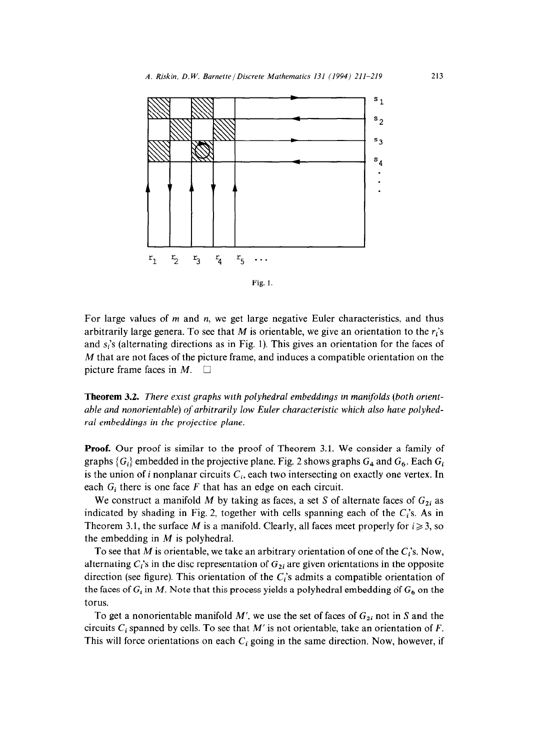Fig. 1.

For large values of $m$ and $n$, we get large negative Euler characteristics, and thus arbitrarily large genera. To see that $M$ is orientable, we give an orientation to the $r_i$'s and $s_i$'s (alternating directions as in Fig. 1). This gives an orientation for the faces of $M$ that are not faces of the picture frame, and induces a compatible orientation on the picture frame faces in $M$. $\square$

**Theorem 3.2.** *There exist graphs with polyhedral embeddings in manifolds (both orientable and nonorientable) of arbitrarily low Euler characteristic which also have polyhedral embeddings in the projective plane.*

**Proof.** Our proof is similar to the proof of Theorem 3.1. We consider a family of graphs $\{G_i\}$ embedded in the projective plane. Fig. 2 shows graphs $G_4$ and $G_6$. Each $G_i$ is the union of $i$ nonplanar circuits $C_i$, each two intersecting on exactly one vertex. In each $G_i$ there is one face $F$ that has an edge on each circuit.

We construct a manifold $M$ by taking as faces, a set $S$ of alternate faces of $G_{2i}$ as indicated by shading in Fig. 2, together with cells spanning each of the $C_i$'s. As in Theorem 3.1, the surface $M$ is a manifold. Clearly, all faces meet properly for $i \geqslant 3$, so the embedding in $M$ is polyhedral.

To see that $M$ is orientable, we take an arbitrary orientation of one of the $C_i$'s. Now, alternating $C_i$'s in the disc representation of $G_{2i}$ are given orientations in the opposite direction (see figure). This orientation of the $C_i$'s admits a compatible orientation of the faces of $G_i$ in $M$. Note that this process yields a polyhedral embedding of $G_6$ on the torus.

To get a nonorientable manifold $M'$, we use the set of faces of $G_{2i}$ not in $S$ and the circuits $C_i$ spanned by cells. To see that $M'$ is not orientable, take an orientation of $F$. This will force orientations on each $C_i$ going in the same direction. Now, however, if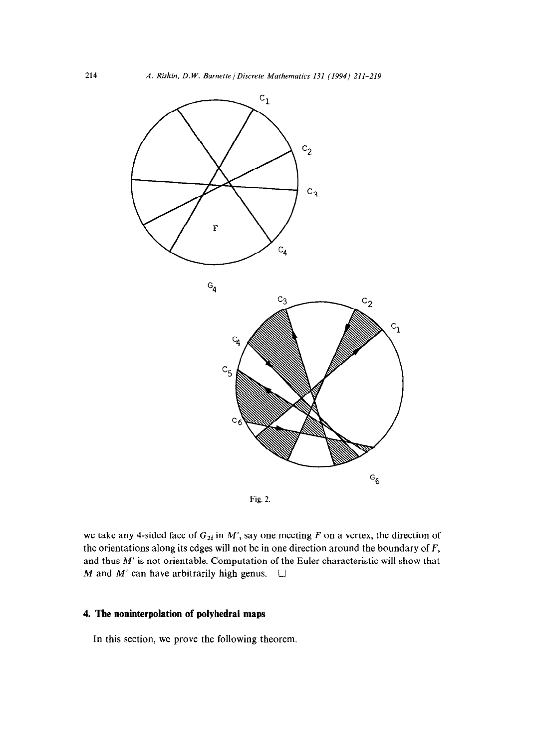Fig. 2.

we take any 4-sided face of $G_{2i}$ in $M'$, say one meeting $F$ on a vertex, the direction of the orientations along its edges will not be in one direction around the boundary of $F$, and thus $M'$ is not orientable. Computation of the Euler characteristic will show that $M$ and $M'$ can have arbitrarily high genus. □

## 4. The noninterpolation of polyhedral maps

In this section, we prove the following theorem.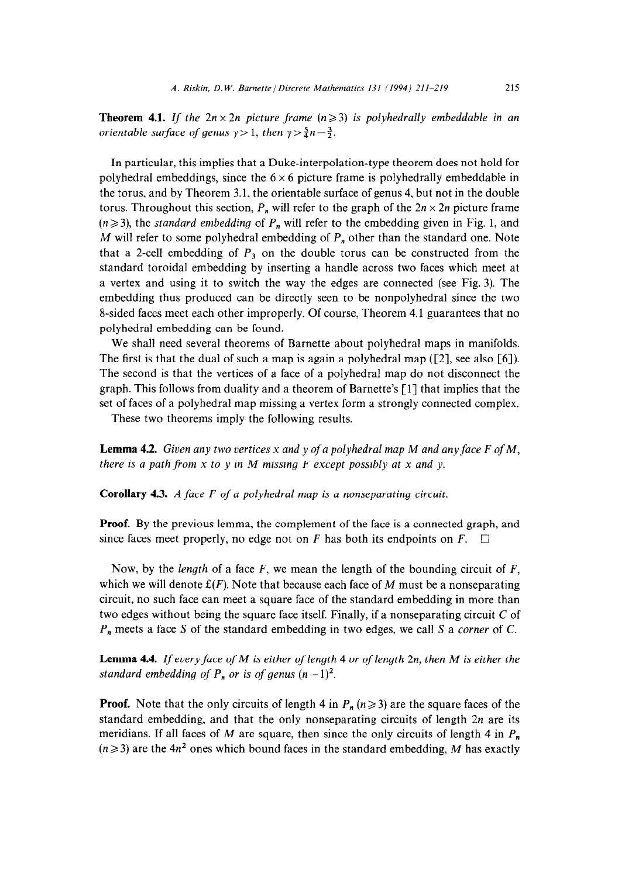**Theorem 4.1.** *If the $2n \times 2n$ picture frame $(n \geqslant 3)$ is polyhedrally embeddable in an orientable surface of genus $\gamma > 1$, then $\gamma > \frac{5}{4}n - \frac{3}{2}$.*

In particular, this implies that a Duke-interpolation-type theorem does not hold for polyhedral embeddings, since the $6 \times 6$ picture frame is polyhedrally embeddable in the torus, and by Theorem 3.1, the orientable surface of genus 4, but not in the double torus. Throughout this section, $P_n$ will refer to the graph of the $2n \times 2n$ picture frame $(n \geqslant 3)$, the *standard embedding* of $P_n$ will refer to the embedding given in Fig. 1, and $M$ will refer to some polyhedral embedding of $P_n$ other than the standard one. Note that a 2-cell embedding of $P_3$ on the double torus can be constructed from the standard toroidal embedding by inserting a handle across two faces which meet at a vertex and using it to switch the way the edges are connected (see Fig. 3). The embedding thus produced can be directly seen to be nonpolyhedral since the two 8-sided faces meet each other improperly. Of course, Theorem 4.1 guarantees that no polyhedral embedding can be found.

We shall need several theorems of Barnette about polyhedral maps in manifolds. The first is that the dual of such a map is again a polyhedral map ([2], see also [6]). The second is that the vertices of a face of a polyhedral map do not disconnect the graph. This follows from duality and a theorem of Barnette's [1] that implies that the set of faces of a polyhedral map missing a vertex form a strongly connected complex.

These two theorems imply the following results.

**Lemma 4.2.** *Given any two vertices $x$ and $y$ of a polyhedral map $M$ and any face $F$ of $M$, there is a path from $x$ to $y$ in $M$ missing $F$ except possibly at $x$ and $y$.*

**Corollary 4.3.** *A face $F$ of a polyhedral map is a nonseparating circuit.*

**Proof.** By the previous lemma, the complement of the face is a connected graph, and since faces meet properly, no edge not on $F$ has both its endpoints on $F$. $\square$

Now, by the *length* of a face $F$, we mean the length of the bounding circuit of $F$, which we will denote $£(F)$. Note that because each face of $M$ must be a nonseparating circuit, no such face can meet a square face of the standard embedding in more than two edges without being the square face itself. Finally, if a nonseparating circuit $C$ of $P_n$ meets a face $S$ of the standard embedding in two edges, we call $S$ a *corner* of $C$.

**Lemma 4.4.** *If every face of $M$ is either of length 4 or of length $2n$, then $M$ is either the standard embedding of $P_n$ or is of genus $(n-1)^2$.*

**Proof.** Note that the only circuits of length 4 in $P_n$ $(n \geqslant 3)$ are the square faces of the standard embedding, and that the only nonseparating circuits of length $2n$ are its meridians. If all faces of $M$ are square, then since the only circuits of length 4 in $P_n$ $(n \geqslant 3)$ are the $4n^2$ ones which bound faces in the standard embedding, $M$ has exactly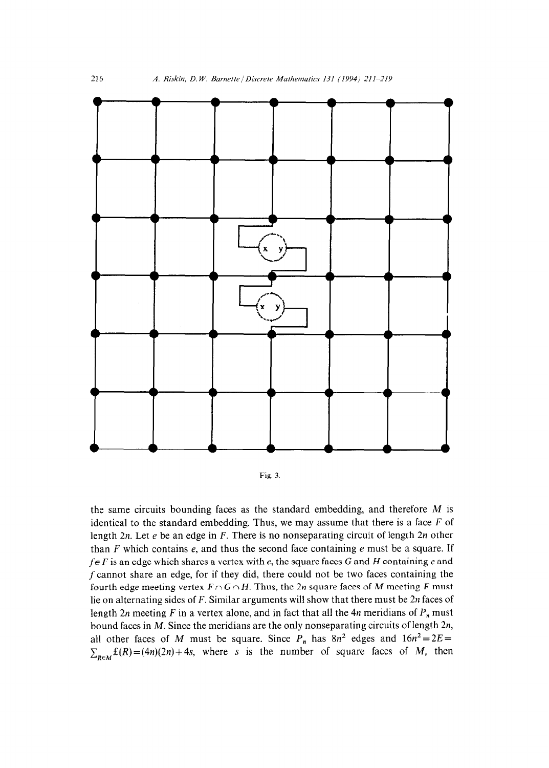Fig. 3.

the same circuits bounding faces as the standard embedding, and therefore $M$ is identical to the standard embedding. Thus, we may assume that there is a face $F$ of length $2n$. Let $e$ be an edge in $F$. There is no nonseparating circuit of length $2n$ other than $F$ which contains $e$, and thus the second face containing $e$ must be a square. If $f \in F$ is an edge which shares a vertex with $e$, the square faces $G$ and $H$ containing $e$ and $f$ cannot share an edge, for if they did, there could not be two faces containing the fourth edge meeting vertex $F \cap G \cap H$. Thus, the $2n$ square faces of $M$ meeting $F$ must lie on alternating sides of $F$. Similar arguments will show that there must be $2n$ faces of length $2n$ meeting $F$ in a vertex alone, and in fact that all the $4n$ meridians of $P_n$ must bound faces in $M$. Since the meridians are the only nonseparating circuits of length $2n$, all other faces of $M$ must be square. Since $P_n$ has $8n^2$ edges and $16n^2 = 2E = \sum_{R \in M} \pounds(R) = (4n)(2n) + 4s$, where $s$ is the number of square faces of $M$, then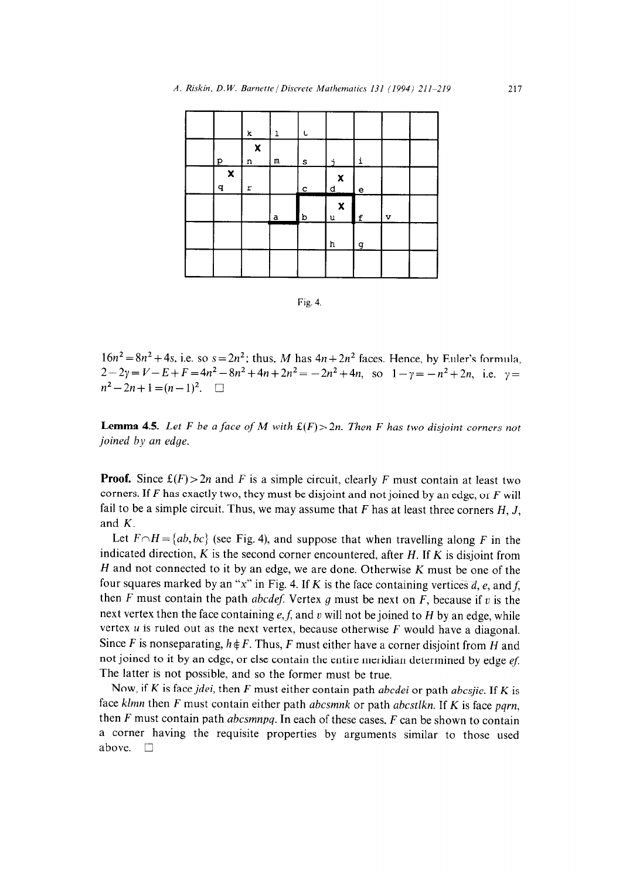Fig. 4.

$16n^2 = 8n^2 + 4s$, i.e. so $s = 2n^2$; thus, $M$ has $4n + 2n^2$ faces. Hence, by Euler's formula, $2 - 2\gamma = V - E + F = 4n^2 - 8n^2 + 4n + 2n^2 = -2n^2 + 4n$, so $1 - \gamma = -n^2 + 2n$, i.e. $\gamma = n^2 - 2n + 1 = (n-1)^2$. $\square$

**Lemma 4.5.** *Let $F$ be a face of $M$ with $\pounds(F) > 2n$. Then $F$ has two disjoint corners not joined by an edge.*

**Proof.** Since $\pounds(F) > 2n$ and $F$ is a simple circuit, clearly $F$ must contain at least two corners. If $F$ has exactly two, they must be disjoint and not joined by an edge, or $F$ will fail to be a simple circuit. Thus, we may assume that $F$ has at least three corners $H$, $J$, and $K$.

Let $F \cap H = \{ab, bc\}$ (see Fig. 4), and suppose that when travelling along $F$ in the indicated direction, $K$ is the second corner encountered, after $H$. If $K$ is disjoint from $H$ and not connected to it by an edge, we are done. Otherwise $K$ must be one of the four squares marked by an "x" in Fig. 4. If $K$ is the face containing vertices $d$, $e$, and $f$, then $F$ must contain the path $abcdef$. Vertex $g$ must be next on $F$, because if $v$ is the next vertex then the face containing $e, f$, and $v$ will not be joined to $H$ by an edge, while vertex $u$ is ruled out as the next vertex, because otherwise $F$ would have a diagonal. Since $F$ is nonseparating, $h \notin F$. Thus, $F$ must either have a corner disjoint from $H$ and not joined to it by an edge, or else contain the entire meridian determined by edge $ef$. The latter is not possible, and so the former must be true.

Now, if $K$ is face $jdei$, then $F$ must either contain path $abcdei$ or path $abcsjie$. If $K$ is face $klmn$ then $F$ must contain either path $abcsmnk$ or path $abcstlkn$. If $K$ is face $pqrn$, then $F$ must contain path $abcsmnpq$. In each of these cases, $F$ can be shown to contain a corner having the requisite properties by arguments similar to those used above. $\square$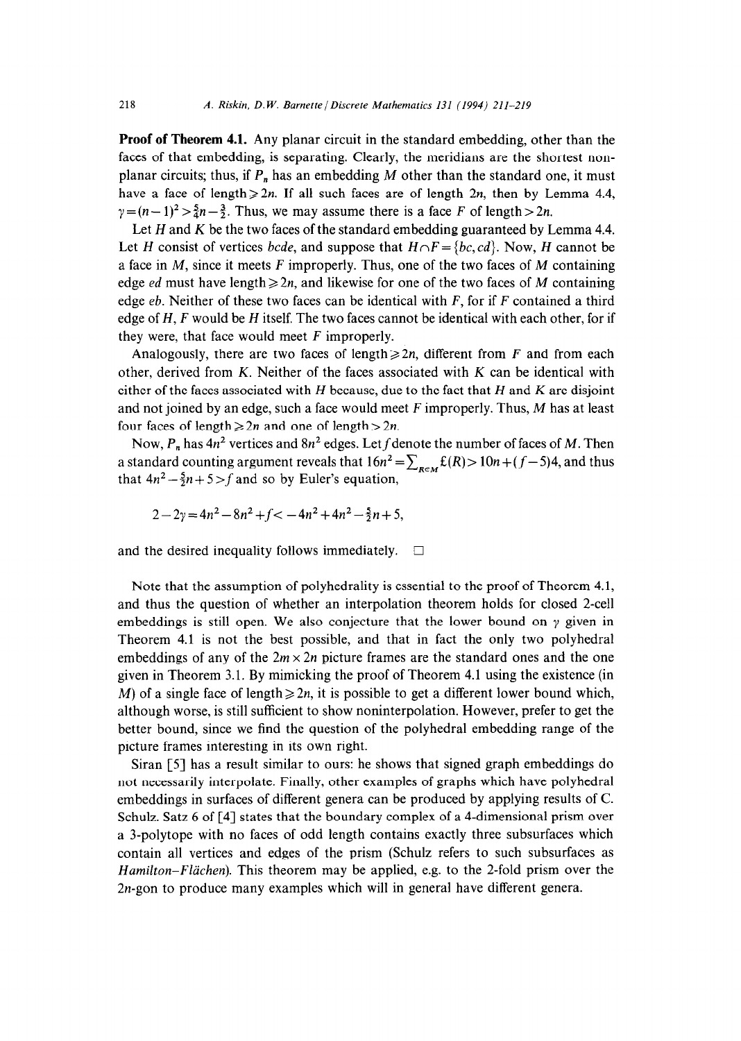**Proof of Theorem 4.1.** Any planar circuit in the standard embedding, other than the faces of that embedding, is separating. Clearly, the meridians are the shortest non-planar circuits; thus, if $P_n$ has an embedding $M$ other than the standard one, it must have a face of length $\geqslant 2n$. If all such faces are of length $2n$, then by Lemma 4.4, $\gamma=(n-1)^2>\frac{5}{4}n-\frac{3}{2}$. Thus, we may assume there is a face $F$ of length $>2n$.

Let $H$ and $K$ be the two faces of the standard embedding guaranteed by Lemma 4.4. Let $H$ consist of vertices $bcde$, and suppose that $H\cap F=\{bc, cd\}$. Now, $H$ cannot be a face in $M$, since it meets $F$ improperly. Thus, one of the two faces of $M$ containing edge $ed$ must have length $\geqslant 2n$, and likewise for one of the two faces of $M$ containing edge $eb$. Neither of these two faces can be identical with $F$, for if $F$ contained a third edge of $H$, $F$ would be $H$ itself. The two faces cannot be identical with each other, for if they were, that face would meet $F$ improperly.

Analogously, there are two faces of length $\geqslant 2n$, different from $F$ and from each other, derived from $K$. Neither of the faces associated with $K$ can be identical with either of the faces associated with $H$ because, due to the fact that $H$ and $K$ are disjoint and not joined by an edge, such a face would meet $F$ improperly. Thus, $M$ has at least four faces of length $\geqslant 2n$ and one of length $>2n$.

Now, $P_n$ has $4n^2$ vertices and $8n^2$ edges. Let $f$ denote the number of faces of $M$. Then a standard counting argument reveals that $16n^2=\sum_{R\in M}\pounds(R)>10n+(f-5)4$, and thus that $4n^2-\frac{5}{2}n+5>f$ and so by Euler's equation,

$$2-2\gamma=4n^2-8n^2+f<-4n^2+4n^2-\tfrac{5}{2}n+5,$$

and the desired inequality follows immediately. $\square$

Note that the assumption of polyhedrality is essential to the proof of Theorem 4.1, and thus the question of whether an interpolation theorem holds for closed 2-cell embeddings is still open. We also conjecture that the lower bound on $\gamma$ given in Theorem 4.1 is not the best possible, and that in fact the only two polyhedral embeddings of any of the $2m\times 2n$ picture frames are the standard ones and the one given in Theorem 3.1. By mimicking the proof of Theorem 4.1 using the existence (in $M$) of a single face of length $\geqslant 2n$, it is possible to get a different lower bound which, although worse, is still sufficient to show noninterpolation. However, prefer to get the better bound, since we find the question of the polyhedral embedding range of the picture frames interesting in its own right.

Siran [5] has a result similar to ours: he shows that signed graph embeddings do not necessarily interpolate. Finally, other examples of graphs which have polyhedral embeddings in surfaces of different genera can be produced by applying results of C. Schulz. Satz 6 of [4] states that the boundary complex of a 4-dimensional prism over a 3-polytope with no faces of odd length contains exactly three subsurfaces which contain all vertices and edges of the prism (Schulz refers to such subsurfaces as *Hamilton-Flächen*). This theorem may be applied, e.g. to the 2-fold prism over the $2n$-gon to produce many examples which will in general have different genera.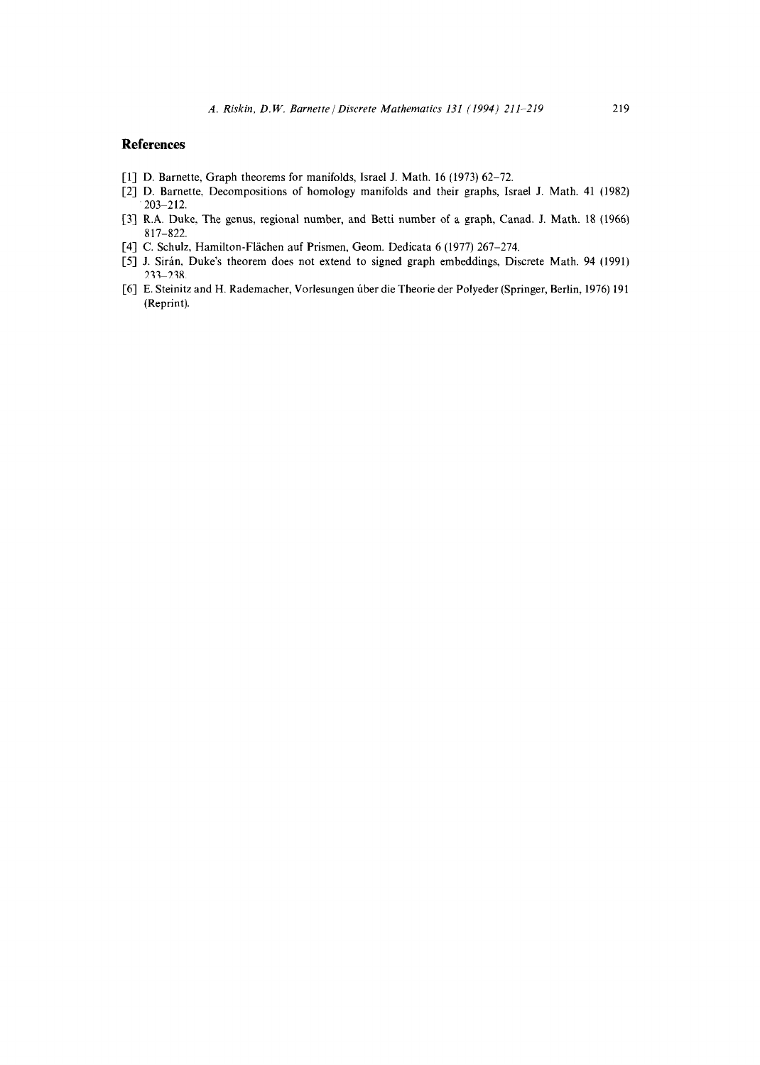## References

[1] D. Barnette, Graph theorems for manifolds, Israel J. Math. 16 (1973) 62–72.

[2] D. Barnette, Decompositions of homology manifolds and their graphs, Israel J. Math. 41 (1982) 203–212.

[3] R.A. Duke, The genus, regional number, and Betti number of a graph, Canad. J. Math. 18 (1966) 817–822.

[4] C. Schulz, Hamilton-Flächen auf Prismen, Geom. Dedicata 6 (1977) 267–274.

[5] J. Sirán, Duke's theorem does not extend to signed graph embeddings, Discrete Math. 94 (1991) 233–238.

[6] E. Steinitz and H. Rademacher, Vorlesungen über die Theorie der Polyeder (Springer, Berlin, 1976) 191 (Reprint).